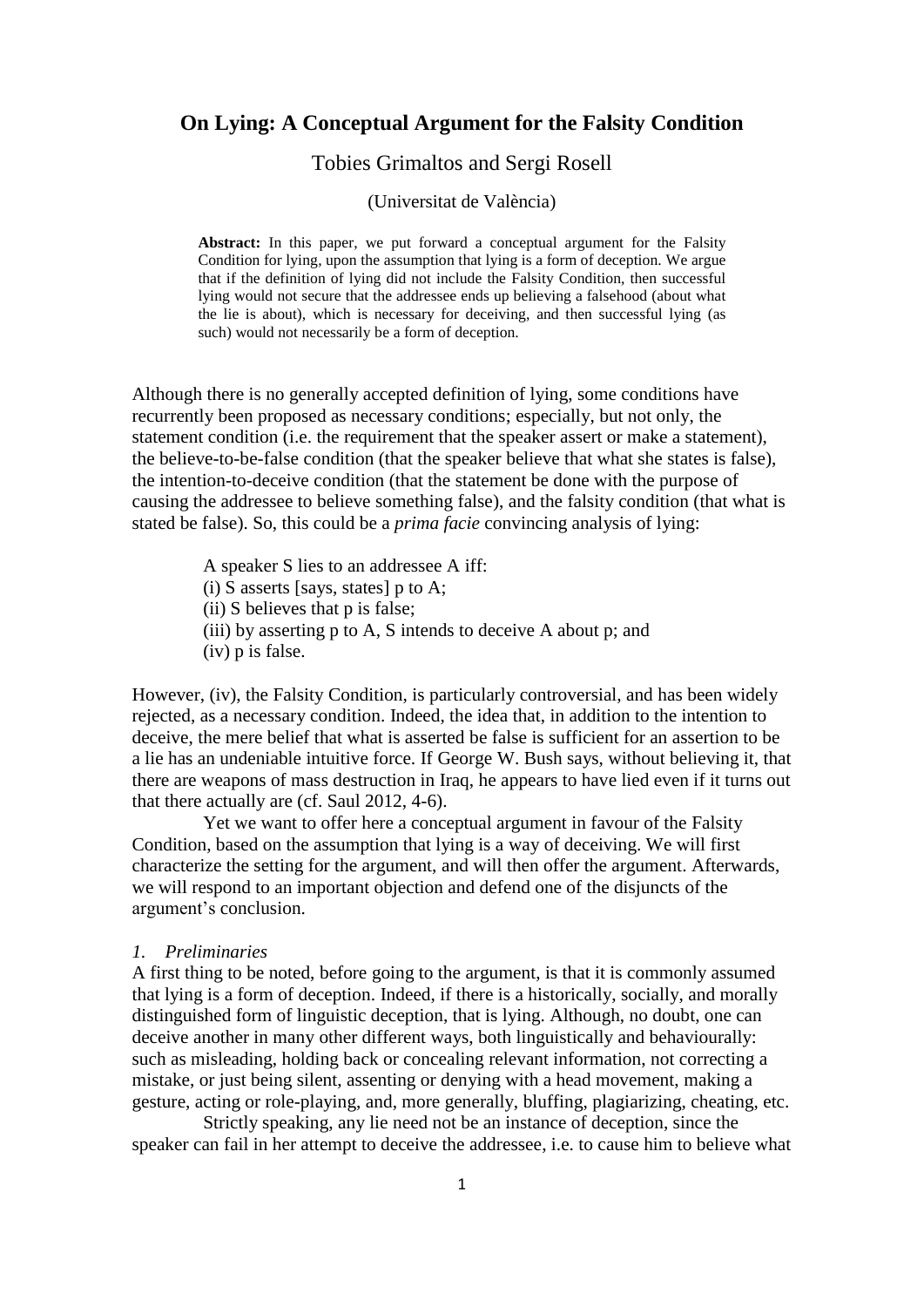# On Lying: A Conceptual Argument for the Falsity Condition

Tobies Grimaltos and Sergi Rosell

(Universitat de València)

**Abstract:** In this paper, we put forward a conceptual argument for the Falsity Condition for lying, upon the assumption that lying is a form of deception. We argue that if the definition of lying did not include the Falsity Condition, then successful lying would not secure that the addressee ends up believing a falsehood (about what the lie is about), which is necessary for deceiving, and then successful lying (as such) would not necessarily be a form of deception.

Although there is no generally accepted definition of lying, some conditions have recurrently been proposed as necessary conditions; especially, but not only, the statement condition (i.e. the requirement that the speaker assert or make a statement), the believe-to-be-false condition (that the speaker believe that what she states is false), the intention-to-deceive condition (that the statement be done with the purpose of causing the addressee to believe something false), and the falsity condition (that what is stated be false). So, this could be a *prima facie* convincing analysis of lying:

> A speaker S lies to an addressee A iff:
> (i) S asserts [says, states] p to A;
> (ii) S believes that p is false;
> (iii) by asserting p to A, S intends to deceive A about p; and
> (iv) p is false.

However, (iv), the Falsity Condition, is particularly controversial, and has been widely rejected, as a necessary condition. Indeed, the idea that, in addition to the intention to deceive, the mere belief that what is asserted be false is sufficient for an assertion to be a lie has an undeniable intuitive force. If George W. Bush says, without believing it, that there are weapons of mass destruction in Iraq, he appears to have lied even if it turns out that there actually are (cf. Saul 2012, 4-6).

Yet we want to offer here a conceptual argument in favour of the Falsity Condition, based on the assumption that lying is a way of deceiving. We will first characterize the setting for the argument, and will then offer the argument. Afterwards, we will respond to an important objection and defend one of the disjuncts of the argument's conclusion.

## *1. Preliminaries*

A first thing to be noted, before going to the argument, is that it is commonly assumed that lying is a form of deception. Indeed, if there is a historically, socially, and morally distinguished form of linguistic deception, that is lying. Although, no doubt, one can deceive another in many other different ways, both linguistically and behaviourally: such as misleading, holding back or concealing relevant information, not correcting a mistake, or just being silent, assenting or denying with a head movement, making a gesture, acting or role-playing, and, more generally, bluffing, plagiarizing, cheating, etc.

Strictly speaking, any lie need not be an instance of deception, since the speaker can fail in her attempt to deceive the addressee, i.e. to cause him to believe what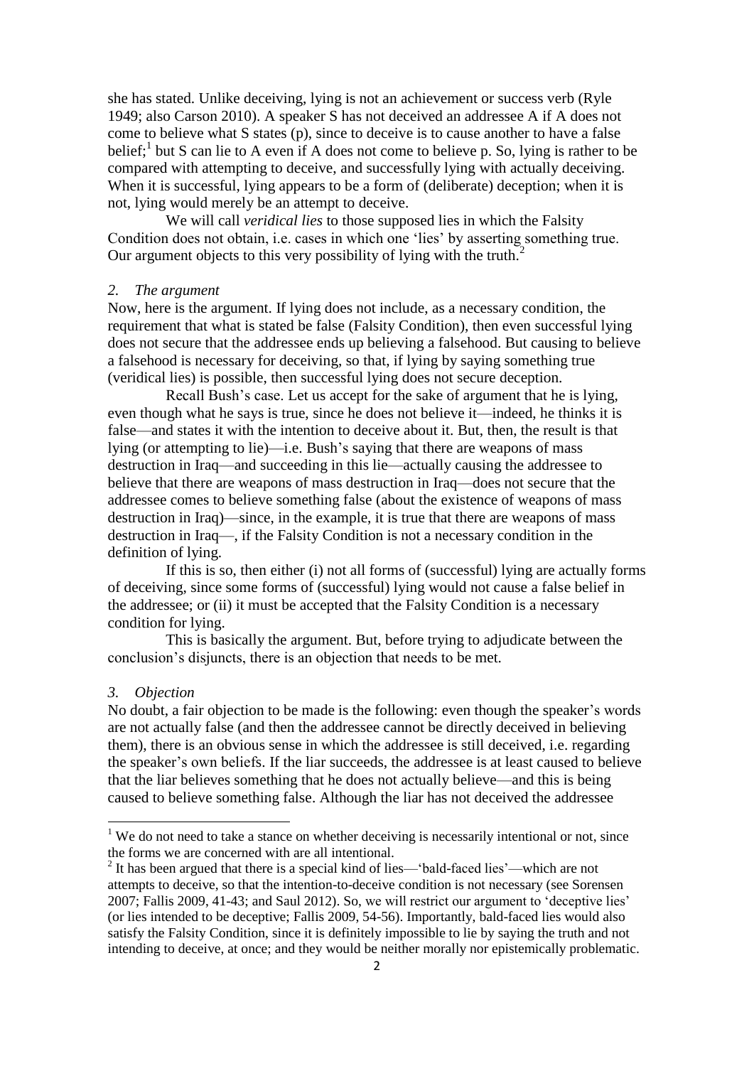she has stated. Unlike deceiving, lying is not an achievement or success verb (Ryle 1949; also Carson 2010). A speaker S has not deceived an addressee A if A does not come to believe what S states (p), since to deceive is to cause another to have a false belief;[1] but S can lie to A even if A does not come to believe p. So, lying is rather to be compared with attempting to deceive, and successfully lying with actually deceiving. When it is successful, lying appears to be a form of (deliberate) deception; when it is not, lying would merely be an attempt to deceive.

We will call *veridical lies* to those supposed lies in which the Falsity Condition does not obtain, i.e. cases in which one 'lies' by asserting something true. Our argument objects to this very possibility of lying with the truth.[2]

## *2. The argument*

Now, here is the argument. If lying does not include, as a necessary condition, the requirement that what is stated be false (Falsity Condition), then even successful lying does not secure that the addressee ends up believing a falsehood. But causing to believe a falsehood is necessary for deceiving, so that, if lying by saying something true (veridical lies) is possible, then successful lying does not secure deception.

Recall Bush's case. Let us accept for the sake of argument that he is lying, even though what he says is true, since he does not believe it—indeed, he thinks it is false—and states it with the intention to deceive about it. But, then, the result is that lying (or attempting to lie)—i.e. Bush's saying that there are weapons of mass destruction in Iraq—and succeeding in this lie—actually causing the addressee to believe that there are weapons of mass destruction in Iraq—does not secure that the addressee comes to believe something false (about the existence of weapons of mass destruction in Iraq)—since, in the example, it is true that there are weapons of mass destruction in Iraq—, if the Falsity Condition is not a necessary condition in the definition of lying.

If this is so, then either (i) not all forms of (successful) lying are actually forms of deceiving, since some forms of (successful) lying would not cause a false belief in the addressee; or (ii) it must be accepted that the Falsity Condition is a necessary condition for lying.

This is basically the argument. But, before trying to adjudicate between the conclusion's disjuncts, there is an objection that needs to be met.

## *3. Objection*

No doubt, a fair objection to be made is the following: even though the speaker's words are not actually false (and then the addressee cannot be directly deceived in believing them), there is an obvious sense in which the addressee is still deceived, i.e. regarding the speaker's own beliefs. If the liar succeeds, the addressee is at least caused to believe that the liar believes something that he does not actually believe—and this is being caused to believe something false. Although the liar has not deceived the addressee

---

[1] We do not need to take a stance on whether deceiving is necessarily intentional or not, since the forms we are concerned with are all intentional.

[2] It has been argued that there is a special kind of lies—'bald-faced lies'—which are not attempts to deceive, so that the intention-to-deceive condition is not necessary (see Sorensen 2007; Fallis 2009, 41-43; and Saul 2012). So, we will restrict our argument to 'deceptive lies' (or lies intended to be deceptive; Fallis 2009, 54-56). Importantly, bald-faced lies would also satisfy the Falsity Condition, since it is definitely impossible to lie by saying the truth and not intending to deceive, at once; and they would be neither morally nor epistemically problematic.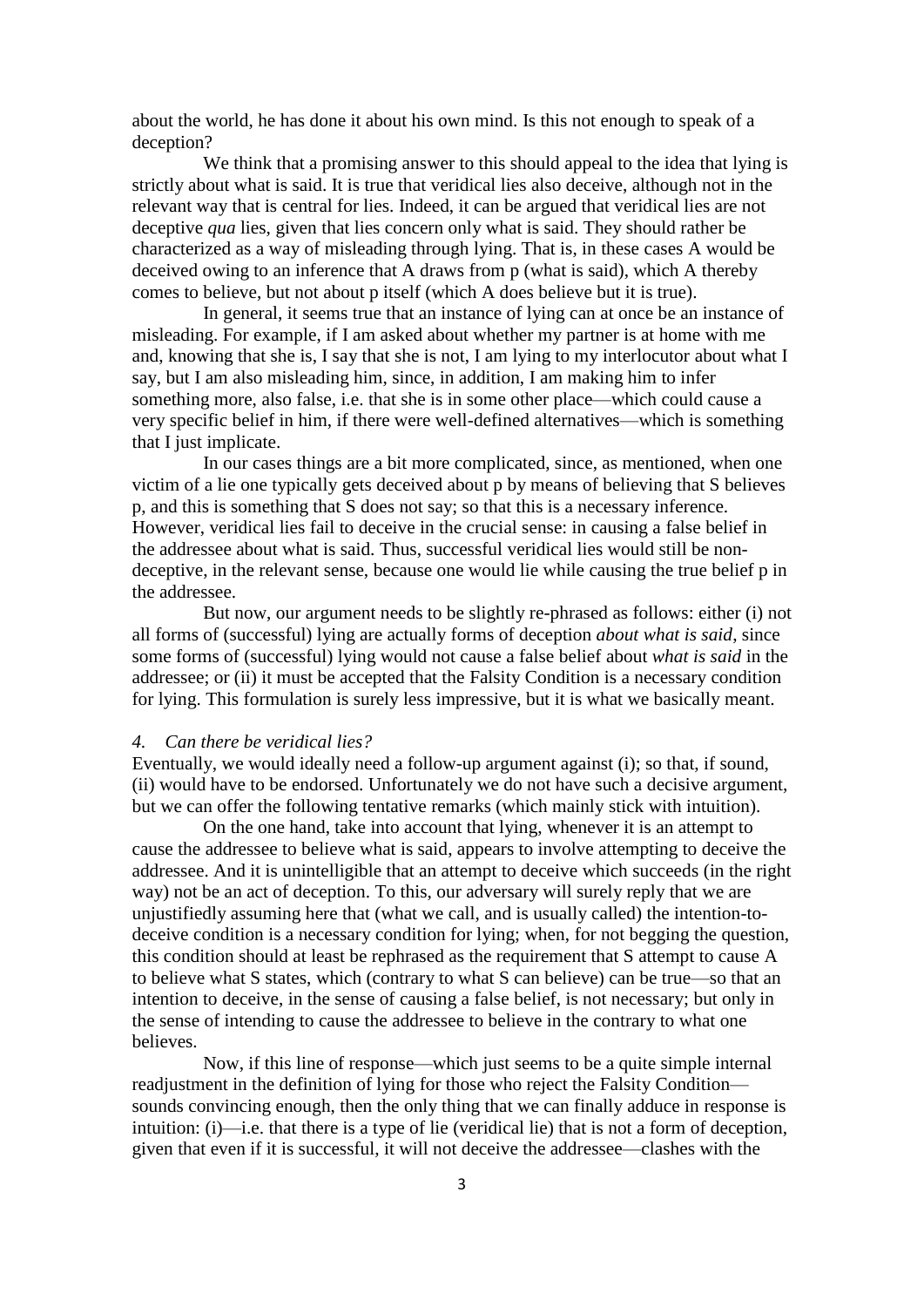about the world, he has done it about his own mind. Is this not enough to speak of a deception?

We think that a promising answer to this should appeal to the idea that lying is strictly about what is said. It is true that veridical lies also deceive, although not in the relevant way that is central for lies. Indeed, it can be argued that veridical lies are not deceptive *qua* lies, given that lies concern only what is said. They should rather be characterized as a way of misleading through lying. That is, in these cases A would be deceived owing to an inference that A draws from p (what is said), which A thereby comes to believe, but not about p itself (which A does believe but it is true).

In general, it seems true that an instance of lying can at once be an instance of misleading. For example, if I am asked about whether my partner is at home with me and, knowing that she is, I say that she is not, I am lying to my interlocutor about what I say, but I am also misleading him, since, in addition, I am making him to infer something more, also false, i.e. that she is in some other place—which could cause a very specific belief in him, if there were well-defined alternatives—which is something that I just implicate.

In our cases things are a bit more complicated, since, as mentioned, when one victim of a lie one typically gets deceived about p by means of believing that S believes p, and this is something that S does not say; so that this is a necessary inference. However, veridical lies fail to deceive in the crucial sense: in causing a false belief in the addressee about what is said. Thus, successful veridical lies would still be non-deceptive, in the relevant sense, because one would lie while causing the true belief p in the addressee.

But now, our argument needs to be slightly re-phrased as follows: either (i) not all forms of (successful) lying are actually forms of deception *about what is said*, since some forms of (successful) lying would not cause a false belief about *what is said* in the addressee; or (ii) it must be accepted that the Falsity Condition is a necessary condition for lying. This formulation is surely less impressive, but it is what we basically meant.

## 4. *Can there be veridical lies?*

Eventually, we would ideally need a follow-up argument against (i); so that, if sound, (ii) would have to be endorsed. Unfortunately we do not have such a decisive argument, but we can offer the following tentative remarks (which mainly stick with intuition).

On the one hand, take into account that lying, whenever it is an attempt to cause the addressee to believe what is said, appears to involve attempting to deceive the addressee. And it is unintelligible that an attempt to deceive which succeeds (in the right way) not be an act of deception. To this, our adversary will surely reply that we are unjustifiedly assuming here that (what we call, and is usually called) the intention-to-deceive condition is a necessary condition for lying; when, for not begging the question, this condition should at least be rephrased as the requirement that S attempt to cause A to believe what S states, which (contrary to what S can believe) can be true—so that an intention to deceive, in the sense of causing a false belief, is not necessary; but only in the sense of intending to cause the addressee to believe in the contrary to what one believes.

Now, if this line of response—which just seems to be a quite simple internal readjustment in the definition of lying for those who reject the Falsity Condition—sounds convincing enough, then the only thing that we can finally adduce in response is intuition: (i)—i.e. that there is a type of lie (veridical lie) that is not a form of deception, given that even if it is successful, it will not deceive the addressee—clashes with the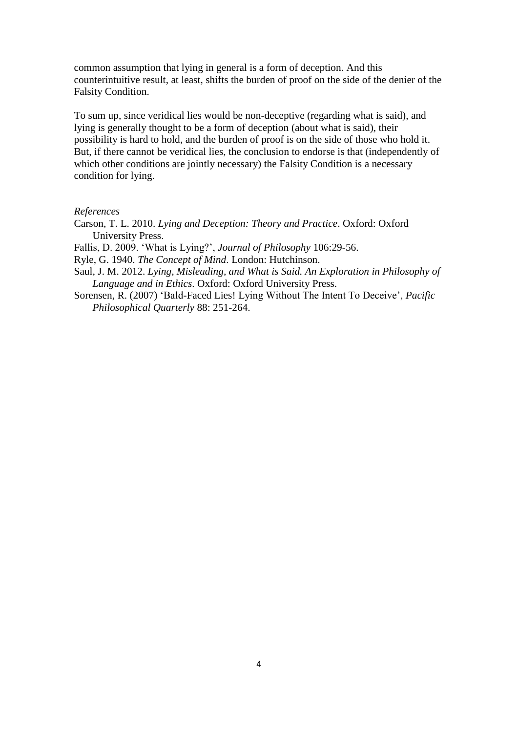common assumption that lying in general is a form of deception. And this counterintuitive result, at least, shifts the burden of proof on the side of the denier of the Falsity Condition.

To sum up, since veridical lies would be non-deceptive (regarding what is said), and lying is generally thought to be a form of deception (about what is said), their possibility is hard to hold, and the burden of proof is on the side of those who hold it. But, if there cannot be veridical lies, the conclusion to endorse is that (independently of which other conditions are jointly necessary) the Falsity Condition is a necessary condition for lying.

*References*

Carson, T. L. 2010. *Lying and Deception: Theory and Practice*. Oxford: Oxford University Press.

Fallis, D. 2009. 'What is Lying?', *Journal of Philosophy* 106:29-56.

Ryle, G. 1940. *The Concept of Mind*. London: Hutchinson.

Saul, J. M. 2012. *Lying, Misleading, and What is Said. An Exploration in Philosophy of Language and in Ethics*. Oxford: Oxford University Press.

Sorensen, R. (2007) 'Bald-Faced Lies! Lying Without The Intent To Deceive', *Pacific Philosophical Quarterly* 88: 251-264.